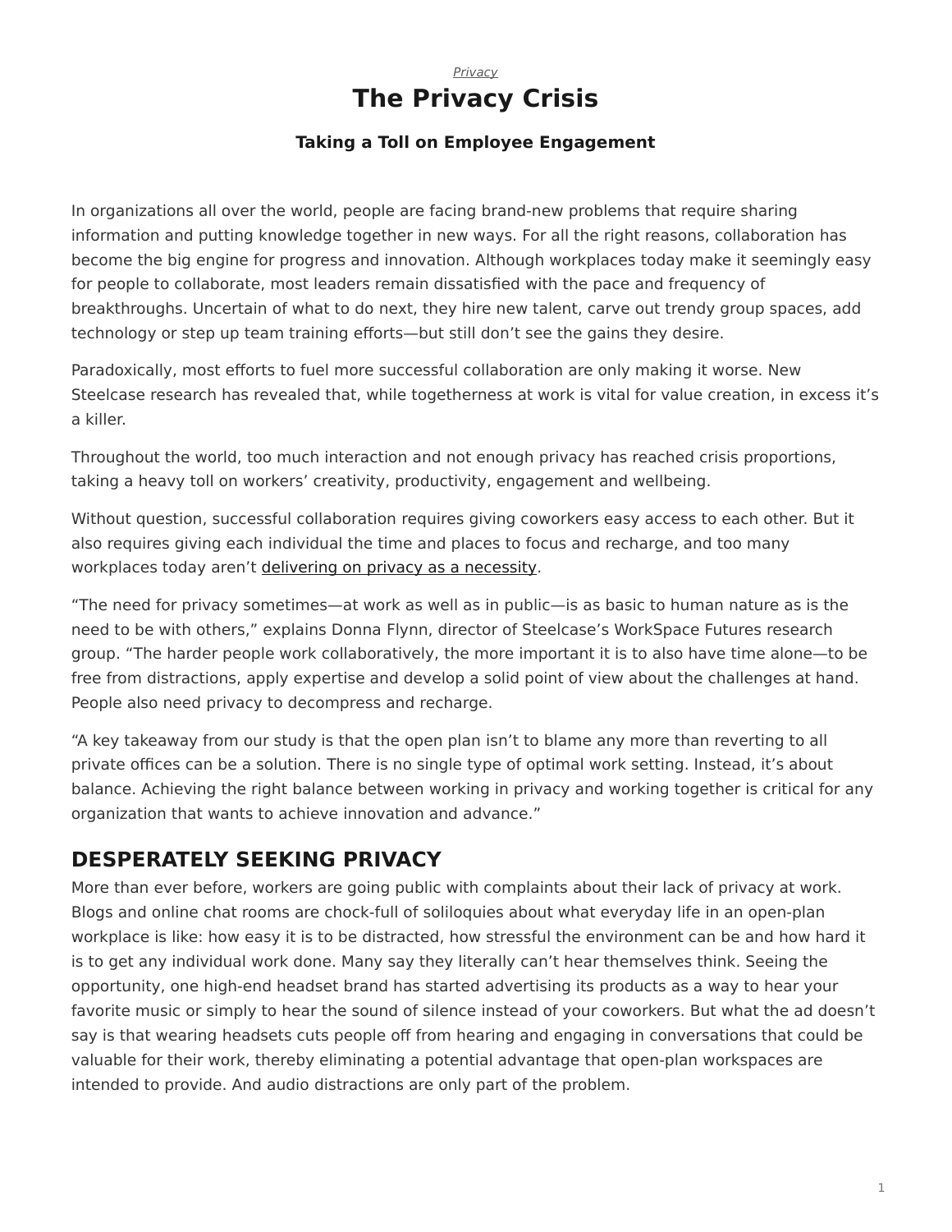*Privacy*

# The Privacy Crisis

### Taking a Toll on Employee Engagement

In organizations all over the world, people are facing brand-new problems that require sharing information and putting knowledge together in new ways. For all the right reasons, collaboration has become the big engine for progress and innovation. Although workplaces today make it seemingly easy for people to collaborate, most leaders remain dissatisfied with the pace and frequency of breakthroughs. Uncertain of what to do next, they hire new talent, carve out trendy group spaces, add technology or step up team training efforts—but still don't see the gains they desire.

Paradoxically, most efforts to fuel more successful collaboration are only making it worse. New Steelcase research has revealed that, while togetherness at work is vital for value creation, in excess it's a killer.

Throughout the world, too much interaction and not enough privacy has reached crisis proportions, taking a heavy toll on workers' creativity, productivity, engagement and wellbeing.

Without question, successful collaboration requires giving coworkers easy access to each other. But it also requires giving each individual the time and places to focus and recharge, and too many workplaces today aren't delivering on privacy as a necessity.

"The need for privacy sometimes—at work as well as in public—is as basic to human nature as is the need to be with others," explains Donna Flynn, director of Steelcase's WorkSpace Futures research group. "The harder people work collaboratively, the more important it is to also have time alone—to be free from distractions, apply expertise and develop a solid point of view about the challenges at hand. People also need privacy to decompress and recharge.

"A key takeaway from our study is that the open plan isn't to blame any more than reverting to all private offices can be a solution. There is no single type of optimal work setting. Instead, it's about balance. Achieving the right balance between working in privacy and working together is critical for any organization that wants to achieve innovation and advance."

## DESPERATELY SEEKING PRIVACY

More than ever before, workers are going public with complaints about their lack of privacy at work. Blogs and online chat rooms are chock-full of soliloquies about what everyday life in an open-plan workplace is like: how easy it is to be distracted, how stressful the environment can be and how hard it is to get any individual work done. Many say they literally can't hear themselves think. Seeing the opportunity, one high-end headset brand has started advertising its products as a way to hear your favorite music or simply to hear the sound of silence instead of your coworkers. But what the ad doesn't say is that wearing headsets cuts people off from hearing and engaging in conversations that could be valuable for their work, thereby eliminating a potential advantage that open-plan workspaces are intended to provide. And audio distractions are only part of the problem.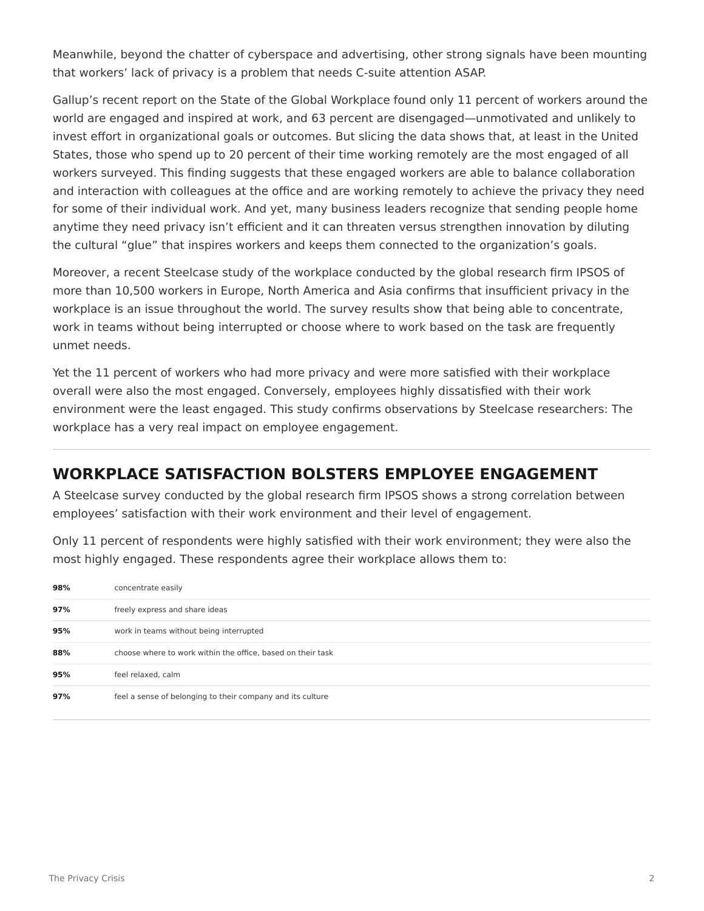Meanwhile, beyond the chatter of cyberspace and advertising, other strong signals have been mounting that workers' lack of privacy is a problem that needs C-suite attention ASAP.

Gallup's recent report on the State of the Global Workplace found only 11 percent of workers around the world are engaged and inspired at work, and 63 percent are disengaged—unmotivated and unlikely to invest effort in organizational goals or outcomes. But slicing the data shows that, at least in the United States, those who spend up to 20 percent of their time working remotely are the most engaged of all workers surveyed. This finding suggests that these engaged workers are able to balance collaboration and interaction with colleagues at the office and are working remotely to achieve the privacy they need for some of their individual work. And yet, many business leaders recognize that sending people home anytime they need privacy isn't efficient and it can threaten versus strengthen innovation by diluting the cultural "glue" that inspires workers and keeps them connected to the organization's goals.

Moreover, a recent Steelcase study of the workplace conducted by the global research firm IPSOS of more than 10,500 workers in Europe, North America and Asia confirms that insufficient privacy in the workplace is an issue throughout the world. The survey results show that being able to concentrate, work in teams without being interrupted or choose where to work based on the task are frequently unmet needs.

Yet the 11 percent of workers who had more privacy and were more satisfied with their workplace overall were also the most engaged. Conversely, employees highly dissatisfied with their work environment were the least engaged. This study confirms observations by Steelcase researchers: The workplace has a very real impact on employee engagement.

## WORKPLACE SATISFACTION BOLSTERS EMPLOYEE ENGAGEMENT

A Steelcase survey conducted by the global research firm IPSOS shows a strong correlation between employees' satisfaction with their work environment and their level of engagement.

Only 11 percent of respondents were highly satisfied with their work environment; they were also the most highly engaged. These respondents agree their workplace allows them to:

| | |
|---|---|
| **98%** | concentrate easily |
| **97%** | freely express and share ideas |
| **95%** | work in teams without being interrupted |
| **88%** | choose where to work within the office, based on their task |
| **95%** | feel relaxed, calm |
| **97%** | feel a sense of belonging to their company and its culture |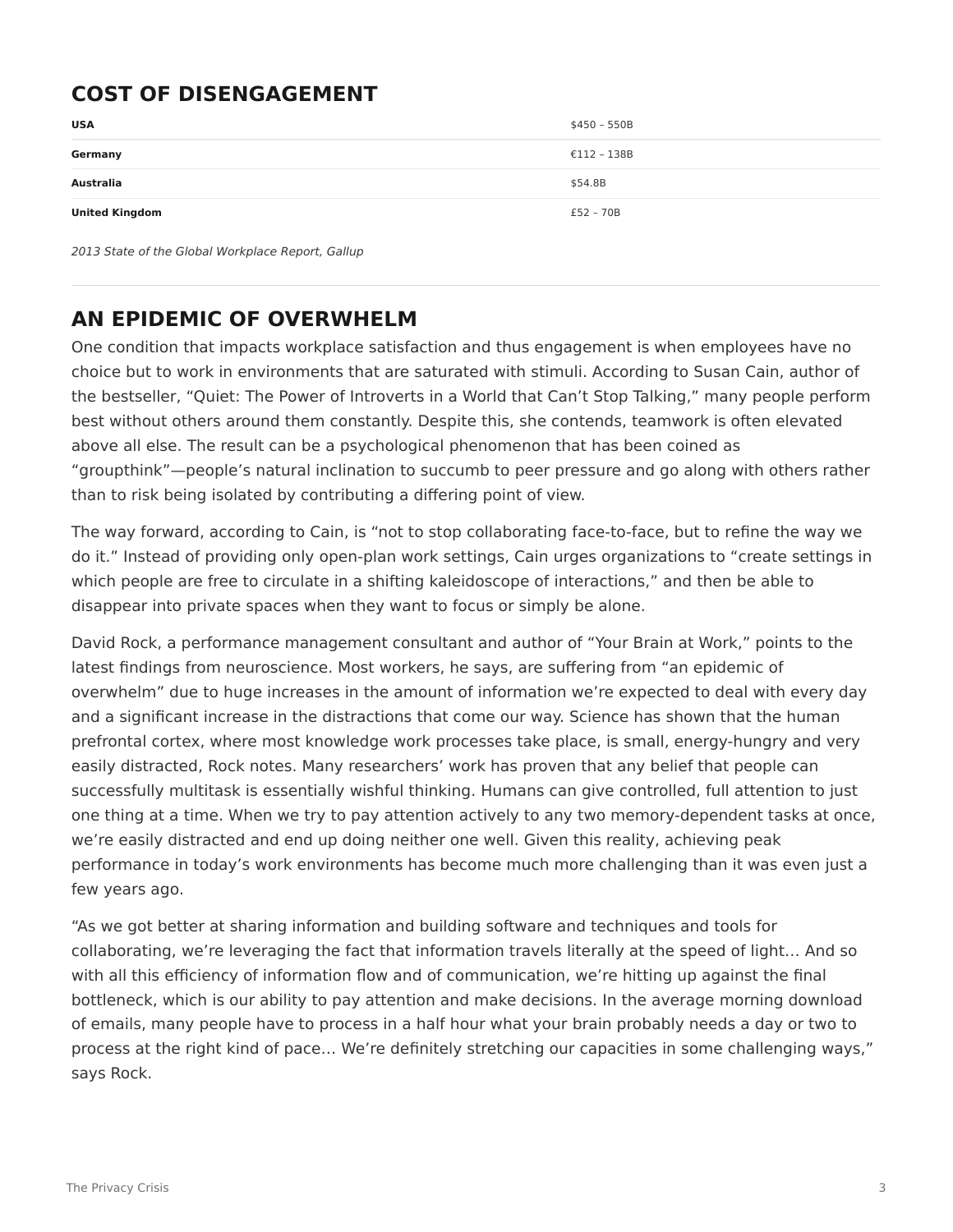## COST OF DISENGAGEMENT

| | |
|---|---|
| **USA** | $450 – 550B |
| **Germany** | €112 – 138B |
| **Australia** | $54.8B |
| **United Kingdom** | £52 – 70B |

*2013 State of the Global Workplace Report, Gallup*

---

## AN EPIDEMIC OF OVERWHELM

One condition that impacts workplace satisfaction and thus engagement is when employees have no choice but to work in environments that are saturated with stimuli. According to Susan Cain, author of the bestseller, "Quiet: The Power of Introverts in a World that Can't Stop Talking," many people perform best without others around them constantly. Despite this, she contends, teamwork is often elevated above all else. The result can be a psychological phenomenon that has been coined as "groupthink"—people's natural inclination to succumb to peer pressure and go along with others rather than to risk being isolated by contributing a differing point of view.

The way forward, according to Cain, is "not to stop collaborating face-to-face, but to refine the way we do it." Instead of providing only open-plan work settings, Cain urges organizations to "create settings in which people are free to circulate in a shifting kaleidoscope of interactions," and then be able to disappear into private spaces when they want to focus or simply be alone.

David Rock, a performance management consultant and author of "Your Brain at Work," points to the latest findings from neuroscience. Most workers, he says, are suffering from "an epidemic of overwhelm" due to huge increases in the amount of information we're expected to deal with every day and a significant increase in the distractions that come our way. Science has shown that the human prefrontal cortex, where most knowledge work processes take place, is small, energy-hungry and very easily distracted, Rock notes. Many researchers' work has proven that any belief that people can successfully multitask is essentially wishful thinking. Humans can give controlled, full attention to just one thing at a time. When we try to pay attention actively to any two memory-dependent tasks at once, we're easily distracted and end up doing neither one well. Given this reality, achieving peak performance in today's work environments has become much more challenging than it was even just a few years ago.

"As we got better at sharing information and building software and techniques and tools for collaborating, we're leveraging the fact that information travels literally at the speed of light… And so with all this efficiency of information flow and of communication, we're hitting up against the final bottleneck, which is our ability to pay attention and make decisions. In the average morning download of emails, many people have to process in a half hour what your brain probably needs a day or two to process at the right kind of pace… We're definitely stretching our capacities in some challenging ways," says Rock.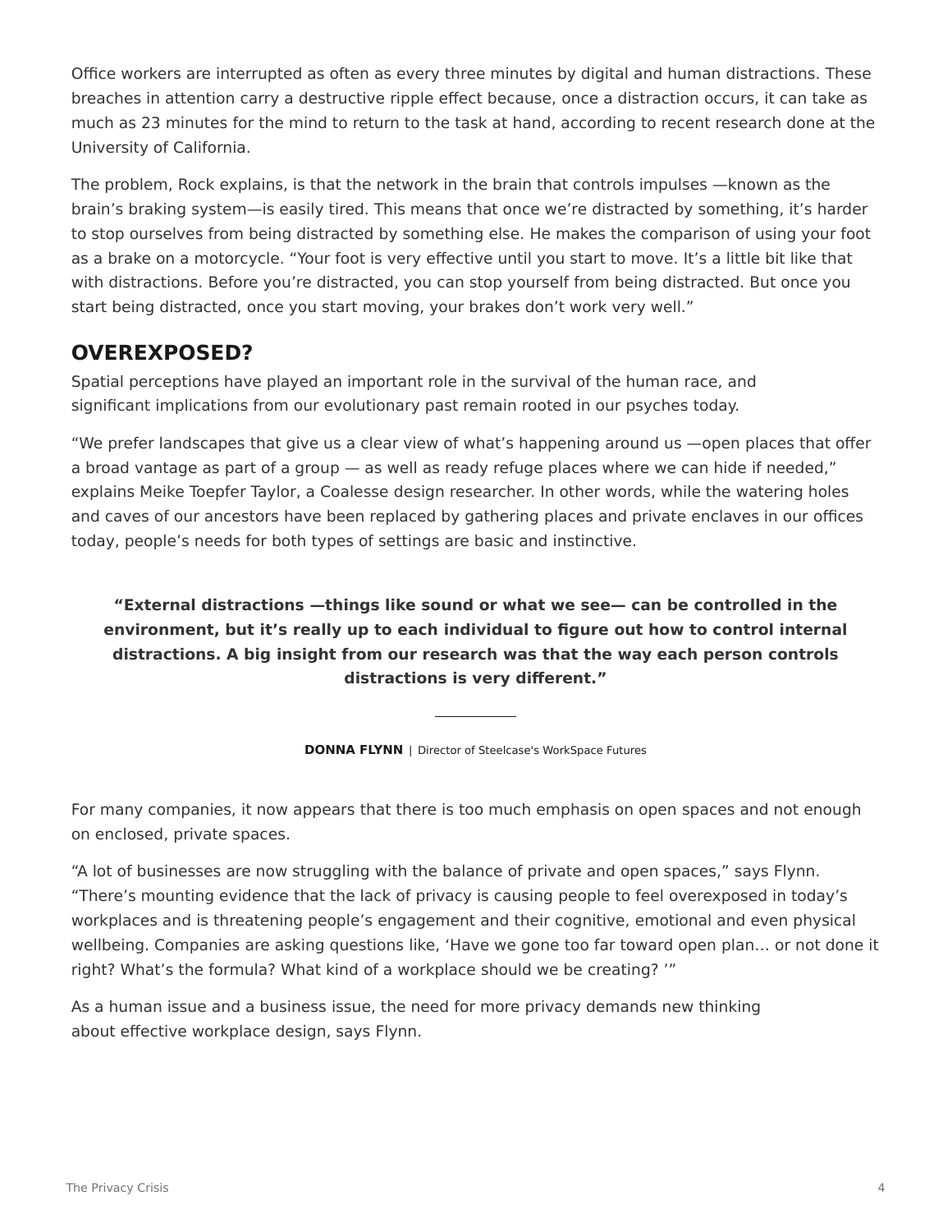Office workers are interrupted as often as every three minutes by digital and human distractions. These breaches in attention carry a destructive ripple effect because, once a distraction occurs, it can take as much as 23 minutes for the mind to return to the task at hand, according to recent research done at the University of California.

The problem, Rock explains, is that the network in the brain that controls impulses —known as the brain's braking system—is easily tired. This means that once we're distracted by something, it's harder to stop ourselves from being distracted by something else. He makes the comparison of using your foot as a brake on a motorcycle. "Your foot is very effective until you start to move. It's a little bit like that with distractions. Before you're distracted, you can stop yourself from being distracted. But once you start being distracted, once you start moving, your brakes don't work very well."

## OVEREXPOSED?

Spatial perceptions have played an important role in the survival of the human race, and significant implications from our evolutionary past remain rooted in our psyches today.

"We prefer landscapes that give us a clear view of what's happening around us —open places that offer a broad vantage as part of a group — as well as ready refuge places where we can hide if needed," explains Meike Toepfer Taylor, a Coalesse design researcher. In other words, while the watering holes and caves of our ancestors have been replaced by gathering places and private enclaves in our offices today, people's needs for both types of settings are basic and instinctive.

> **"External distractions —things like sound or what we see— can be controlled in the environment, but it's really up to each individual to figure out how to control internal distractions. A big insight from our research was that the way each person controls distractions is very different."**
>
> **DONNA FLYNN** | Director of Steelcase's WorkSpace Futures

For many companies, it now appears that there is too much emphasis on open spaces and not enough on enclosed, private spaces.

"A lot of businesses are now struggling with the balance of private and open spaces," says Flynn. "There's mounting evidence that the lack of privacy is causing people to feel overexposed in today's workplaces and is threatening people's engagement and their cognitive, emotional and even physical wellbeing. Companies are asking questions like, 'Have we gone too far toward open plan… or not done it right? What's the formula? What kind of a workplace should we be creating? '"

As a human issue and a business issue, the need for more privacy demands new thinking about effective workplace design, says Flynn.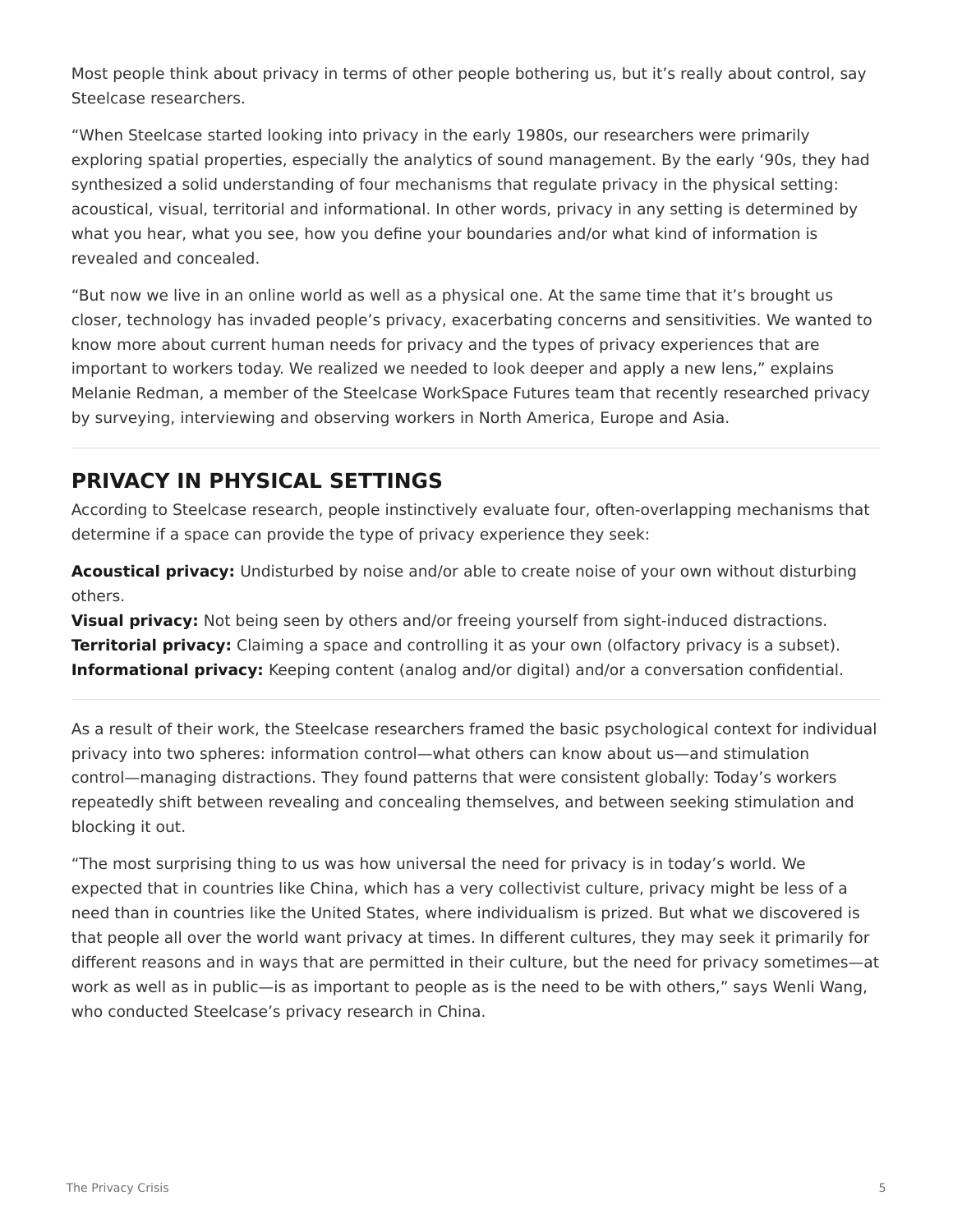Most people think about privacy in terms of other people bothering us, but it's really about control, say Steelcase researchers.

"When Steelcase started looking into privacy in the early 1980s, our researchers were primarily exploring spatial properties, especially the analytics of sound management. By the early '90s, they had synthesized a solid understanding of four mechanisms that regulate privacy in the physical setting: acoustical, visual, territorial and informational. In other words, privacy in any setting is determined by what you hear, what you see, how you define your boundaries and/or what kind of information is revealed and concealed.

"But now we live in an online world as well as a physical one. At the same time that it's brought us closer, technology has invaded people's privacy, exacerbating concerns and sensitivities. We wanted to know more about current human needs for privacy and the types of privacy experiences that are important to workers today. We realized we needed to look deeper and apply a new lens," explains Melanie Redman, a member of the Steelcase WorkSpace Futures team that recently researched privacy by surveying, interviewing and observing workers in North America, Europe and Asia.

---

## PRIVACY IN PHYSICAL SETTINGS

According to Steelcase research, people instinctively evaluate four, often-overlapping mechanisms that determine if a space can provide the type of privacy experience they seek:

**Acoustical privacy:** Undisturbed by noise and/or able to create noise of your own without disturbing others.
**Visual privacy:** Not being seen by others and/or freeing yourself from sight-induced distractions.
**Territorial privacy:** Claiming a space and controlling it as your own (olfactory privacy is a subset).
**Informational privacy:** Keeping content (analog and/or digital) and/or a conversation confidential.

---

As a result of their work, the Steelcase researchers framed the basic psychological context for individual privacy into two spheres: information control—what others can know about us—and stimulation control—managing distractions. They found patterns that were consistent globally: Today's workers repeatedly shift between revealing and concealing themselves, and between seeking stimulation and blocking it out.

"The most surprising thing to us was how universal the need for privacy is in today's world. We expected that in countries like China, which has a very collectivist culture, privacy might be less of a need than in countries like the United States, where individualism is prized. But what we discovered is that people all over the world want privacy at times. In different cultures, they may seek it primarily for different reasons and in ways that are permitted in their culture, but the need for privacy sometimes—at work as well as in public—is as important to people as is the need to be with others," says Wenli Wang, who conducted Steelcase's privacy research in China.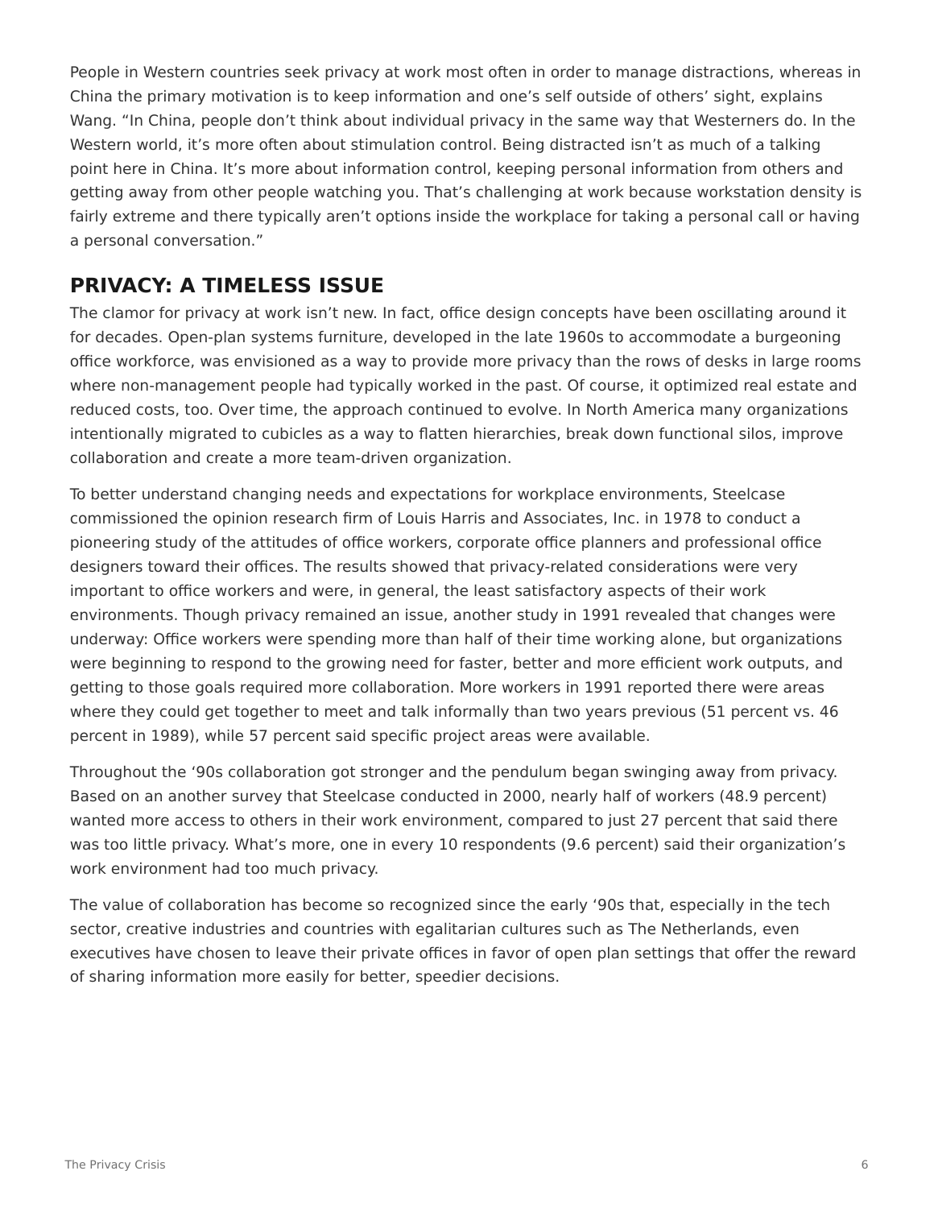People in Western countries seek privacy at work most often in order to manage distractions, whereas in China the primary motivation is to keep information and one's self outside of others' sight, explains Wang. "In China, people don't think about individual privacy in the same way that Westerners do. In the Western world, it's more often about stimulation control. Being distracted isn't as much of a talking point here in China. It's more about information control, keeping personal information from others and getting away from other people watching you. That's challenging at work because workstation density is fairly extreme and there typically aren't options inside the workplace for taking a personal call or having a personal conversation."

## PRIVACY: A TIMELESS ISSUE

The clamor for privacy at work isn't new. In fact, office design concepts have been oscillating around it for decades. Open-plan systems furniture, developed in the late 1960s to accommodate a burgeoning office workforce, was envisioned as a way to provide more privacy than the rows of desks in large rooms where non-management people had typically worked in the past. Of course, it optimized real estate and reduced costs, too. Over time, the approach continued to evolve. In North America many organizations intentionally migrated to cubicles as a way to flatten hierarchies, break down functional silos, improve collaboration and create a more team-driven organization.

To better understand changing needs and expectations for workplace environments, Steelcase commissioned the opinion research firm of Louis Harris and Associates, Inc. in 1978 to conduct a pioneering study of the attitudes of office workers, corporate office planners and professional office designers toward their offices. The results showed that privacy-related considerations were very important to office workers and were, in general, the least satisfactory aspects of their work environments. Though privacy remained an issue, another study in 1991 revealed that changes were underway: Office workers were spending more than half of their time working alone, but organizations were beginning to respond to the growing need for faster, better and more efficient work outputs, and getting to those goals required more collaboration. More workers in 1991 reported there were areas where they could get together to meet and talk informally than two years previous (51 percent vs. 46 percent in 1989), while 57 percent said specific project areas were available.

Throughout the '90s collaboration got stronger and the pendulum began swinging away from privacy. Based on an another survey that Steelcase conducted in 2000, nearly half of workers (48.9 percent) wanted more access to others in their work environment, compared to just 27 percent that said there was too little privacy. What's more, one in every 10 respondents (9.6 percent) said their organization's work environment had too much privacy.

The value of collaboration has become so recognized since the early '90s that, especially in the tech sector, creative industries and countries with egalitarian cultures such as The Netherlands, even executives have chosen to leave their private offices in favor of open plan settings that offer the reward of sharing information more easily for better, speedier decisions.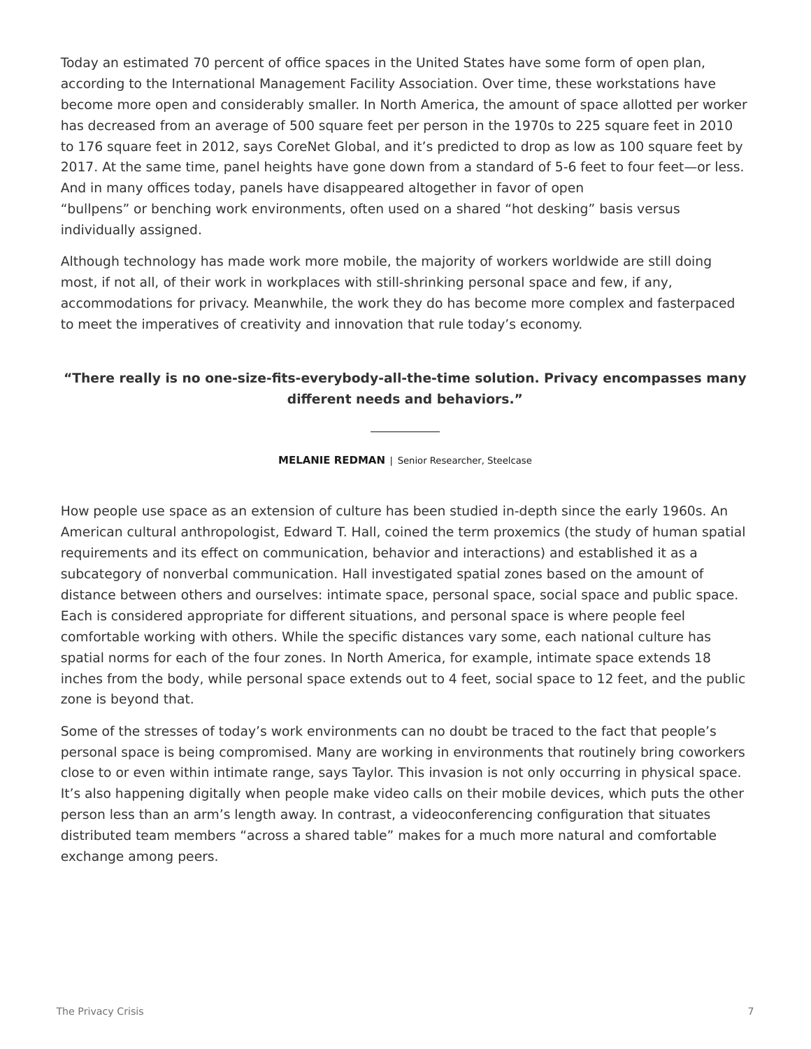Today an estimated 70 percent of office spaces in the United States have some form of open plan, according to the International Management Facility Association. Over time, these workstations have become more open and considerably smaller. In North America, the amount of space allotted per worker has decreased from an average of 500 square feet per person in the 1970s to 225 square feet in 2010 to 176 square feet in 2012, says CoreNet Global, and it's predicted to drop as low as 100 square feet by 2017. At the same time, panel heights have gone down from a standard of 5-6 feet to four feet—or less. And in many offices today, panels have disappeared altogether in favor of open "bullpens" or benching work environments, often used on a shared "hot desking" basis versus individually assigned.

Although technology has made work more mobile, the majority of workers worldwide are still doing most, if not all, of their work in workplaces with still-shrinking personal space and few, if any, accommodations for privacy. Meanwhile, the work they do has become more complex and fasterpaced to meet the imperatives of creativity and innovation that rule today's economy.

> **"There really is no one-size-fits-everybody-all-the-time solution. Privacy encompasses many different needs and behaviors."**
>
> **MELANIE REDMAN** | Senior Researcher, Steelcase

How people use space as an extension of culture has been studied in-depth since the early 1960s. An American cultural anthropologist, Edward T. Hall, coined the term proxemics (the study of human spatial requirements and its effect on communication, behavior and interactions) and established it as a subcategory of nonverbal communication. Hall investigated spatial zones based on the amount of distance between others and ourselves: intimate space, personal space, social space and public space. Each is considered appropriate for different situations, and personal space is where people feel comfortable working with others. While the specific distances vary some, each national culture has spatial norms for each of the four zones. In North America, for example, intimate space extends 18 inches from the body, while personal space extends out to 4 feet, social space to 12 feet, and the public zone is beyond that.

Some of the stresses of today's work environments can no doubt be traced to the fact that people's personal space is being compromised. Many are working in environments that routinely bring coworkers close to or even within intimate range, says Taylor. This invasion is not only occurring in physical space. It's also happening digitally when people make video calls on their mobile devices, which puts the other person less than an arm's length away. In contrast, a videoconferencing configuration that situates distributed team members "across a shared table" makes for a much more natural and comfortable exchange among peers.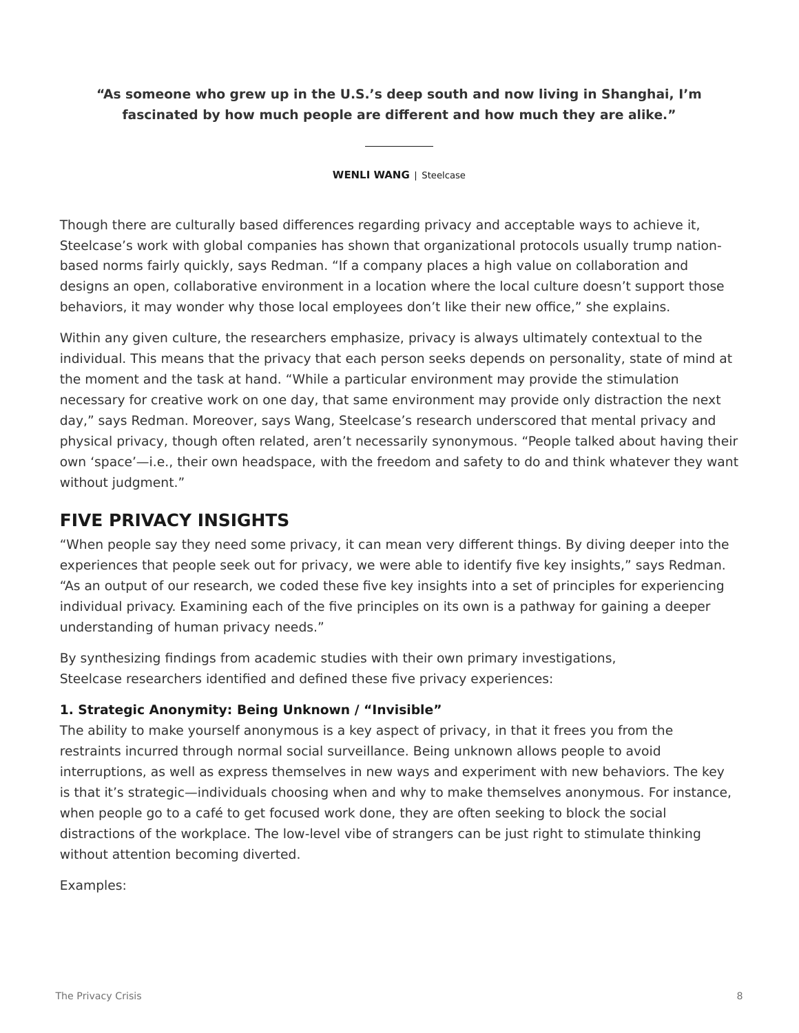**"As someone who grew up in the U.S.'s deep south and now living in Shanghai, I'm fascinated by how much people are different and how much they are alike."**

**WENLI WANG** | Steelcase

Though there are culturally based differences regarding privacy and acceptable ways to achieve it, Steelcase's work with global companies has shown that organizational protocols usually trump nation-based norms fairly quickly, says Redman. "If a company places a high value on collaboration and designs an open, collaborative environment in a location where the local culture doesn't support those behaviors, it may wonder why those local employees don't like their new office," she explains.

Within any given culture, the researchers emphasize, privacy is always ultimately contextual to the individual. This means that the privacy that each person seeks depends on personality, state of mind at the moment and the task at hand. "While a particular environment may provide the stimulation necessary for creative work on one day, that same environment may provide only distraction the next day," says Redman. Moreover, says Wang, Steelcase's research underscored that mental privacy and physical privacy, though often related, aren't necessarily synonymous. "People talked about having their own 'space'—i.e., their own headspace, with the freedom and safety to do and think whatever they want without judgment."

## FIVE PRIVACY INSIGHTS

"When people say they need some privacy, it can mean very different things. By diving deeper into the experiences that people seek out for privacy, we were able to identify five key insights," says Redman. "As an output of our research, we coded these five key insights into a set of principles for experiencing individual privacy. Examining each of the five principles on its own is a pathway for gaining a deeper understanding of human privacy needs."

By synthesizing findings from academic studies with their own primary investigations, Steelcase researchers identified and defined these five privacy experiences:

**1. Strategic Anonymity: Being Unknown / "Invisible"**

The ability to make yourself anonymous is a key aspect of privacy, in that it frees you from the restraints incurred through normal social surveillance. Being unknown allows people to avoid interruptions, as well as express themselves in new ways and experiment with new behaviors. The key is that it's strategic—individuals choosing when and why to make themselves anonymous. For instance, when people go to a café to get focused work done, they are often seeking to block the social distractions of the workplace. The low-level vibe of strangers can be just right to stimulate thinking without attention becoming diverted.

Examples: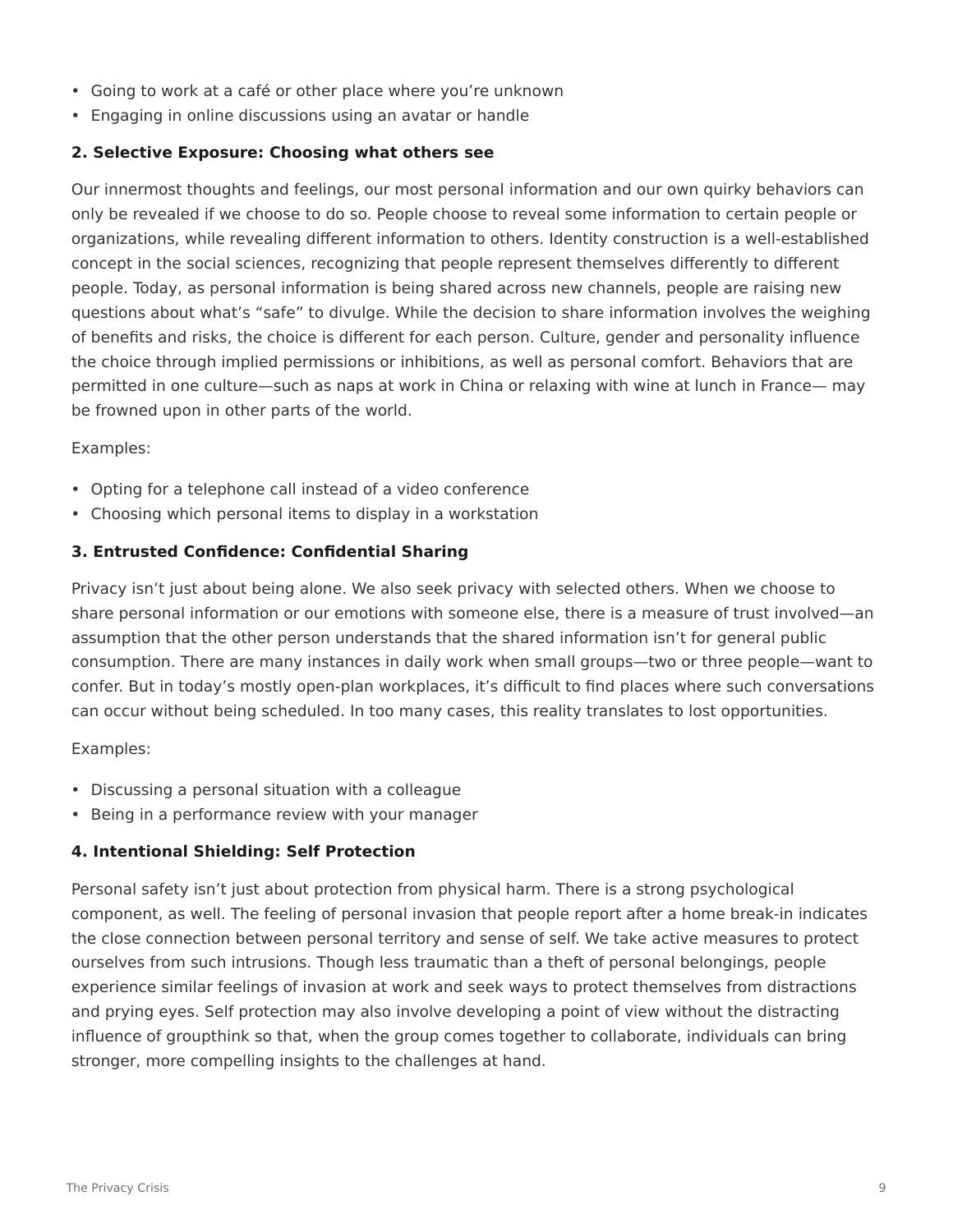- Going to work at a café or other place where you're unknown
- Engaging in online discussions using an avatar or handle

**2. Selective Exposure: Choosing what others see**

Our innermost thoughts and feelings, our most personal information and our own quirky behaviors can only be revealed if we choose to do so. People choose to reveal some information to certain people or organizations, while revealing different information to others. Identity construction is a well-established concept in the social sciences, recognizing that people represent themselves differently to different people. Today, as personal information is being shared across new channels, people are raising new questions about what's "safe" to divulge. While the decision to share information involves the weighing of benefits and risks, the choice is different for each person. Culture, gender and personality influence the choice through implied permissions or inhibitions, as well as personal comfort. Behaviors that are permitted in one culture—such as naps at work in China or relaxing with wine at lunch in France— may be frowned upon in other parts of the world.

Examples:

- Opting for a telephone call instead of a video conference
- Choosing which personal items to display in a workstation

**3. Entrusted Confidence: Confidential Sharing**

Privacy isn't just about being alone. We also seek privacy with selected others. When we choose to share personal information or our emotions with someone else, there is a measure of trust involved—an assumption that the other person understands that the shared information isn't for general public consumption. There are many instances in daily work when small groups—two or three people—want to confer. But in today's mostly open-plan workplaces, it's difficult to find places where such conversations can occur without being scheduled. In too many cases, this reality translates to lost opportunities.

Examples:

- Discussing a personal situation with a colleague
- Being in a performance review with your manager

**4. Intentional Shielding: Self Protection**

Personal safety isn't just about protection from physical harm. There is a strong psychological component, as well. The feeling of personal invasion that people report after a home break-in indicates the close connection between personal territory and sense of self. We take active measures to protect ourselves from such intrusions. Though less traumatic than a theft of personal belongings, people experience similar feelings of invasion at work and seek ways to protect themselves from distractions and prying eyes. Self protection may also involve developing a point of view without the distracting influence of groupthink so that, when the group comes together to collaborate, individuals can bring stronger, more compelling insights to the challenges at hand.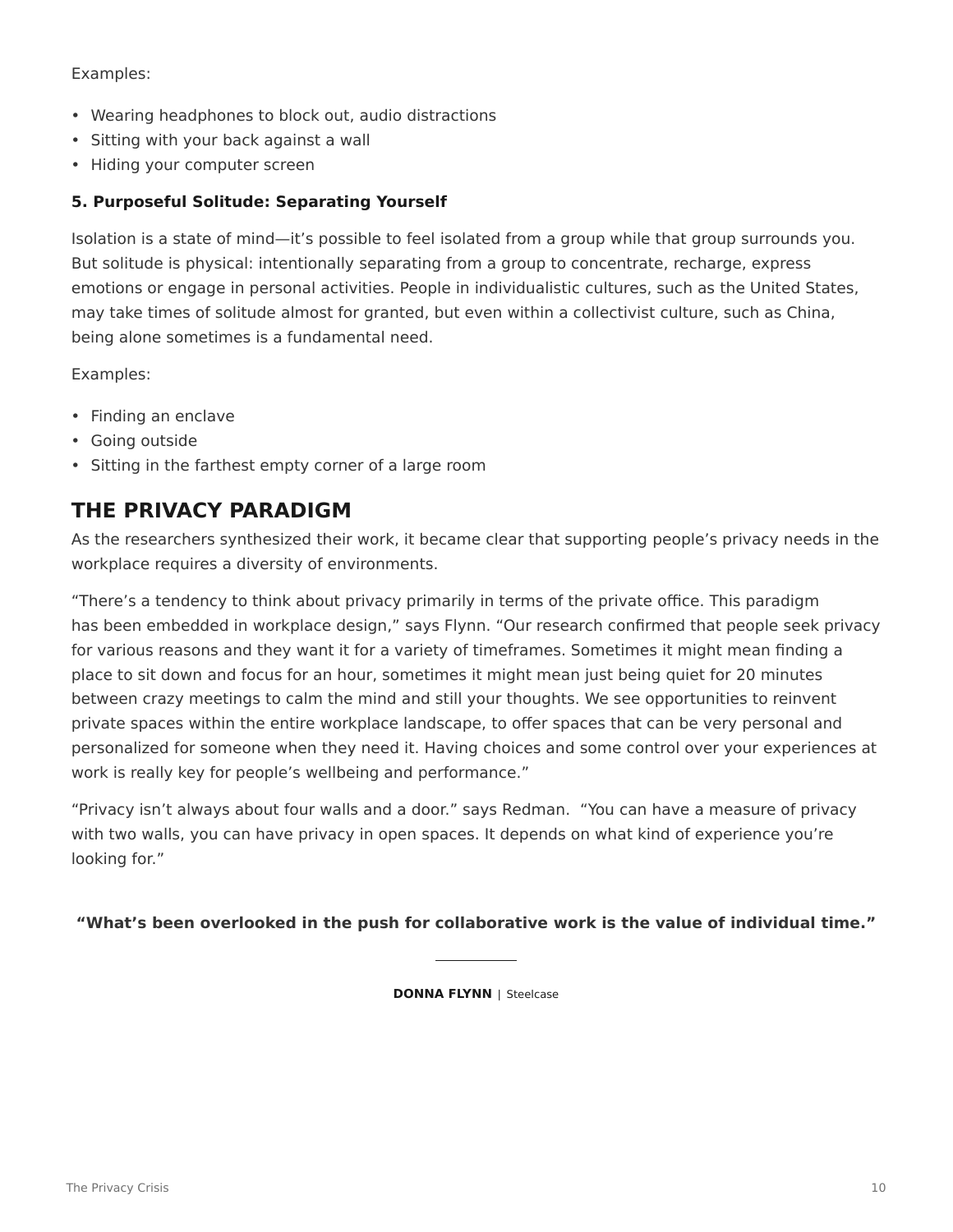Examples:

- Wearing headphones to block out, audio distractions
- Sitting with your back against a wall
- Hiding your computer screen

**5. Purposeful Solitude: Separating Yourself**

Isolation is a state of mind—it's possible to feel isolated from a group while that group surrounds you. But solitude is physical: intentionally separating from a group to concentrate, recharge, express emotions or engage in personal activities. People in individualistic cultures, such as the United States, may take times of solitude almost for granted, but even within a collectivist culture, such as China, being alone sometimes is a fundamental need.

Examples:

- Finding an enclave
- Going outside
- Sitting in the farthest empty corner of a large room

## THE PRIVACY PARADIGM

As the researchers synthesized their work, it became clear that supporting people's privacy needs in the workplace requires a diversity of environments.

"There's a tendency to think about privacy primarily in terms of the private office. This paradigm has been embedded in workplace design," says Flynn. "Our research confirmed that people seek privacy for various reasons and they want it for a variety of timeframes. Sometimes it might mean finding a place to sit down and focus for an hour, sometimes it might mean just being quiet for 20 minutes between crazy meetings to calm the mind and still your thoughts. We see opportunities to reinvent private spaces within the entire workplace landscape, to offer spaces that can be very personal and personalized for someone when they need it. Having choices and some control over your experiences at work is really key for people's wellbeing and performance."

"Privacy isn't always about four walls and a door." says Redman. "You can have a measure of privacy with two walls, you can have privacy in open spaces. It depends on what kind of experience you're looking for."

**"What's been overlooked in the push for collaborative work is the value of individual time."**

**DONNA FLYNN** | Steelcase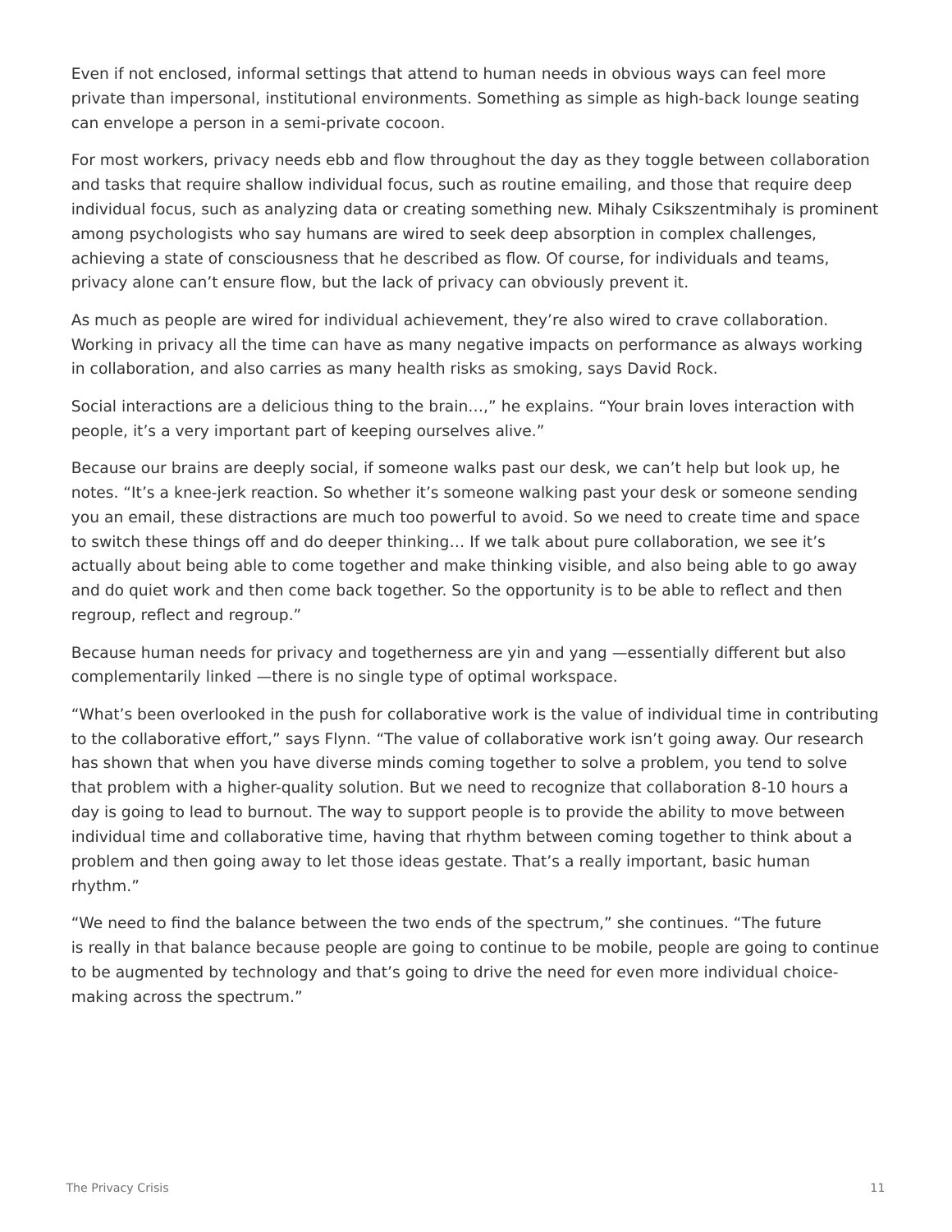Even if not enclosed, informal settings that attend to human needs in obvious ways can feel more private than impersonal, institutional environments. Something as simple as high-back lounge seating can envelope a person in a semi-private cocoon.

For most workers, privacy needs ebb and flow throughout the day as they toggle between collaboration and tasks that require shallow individual focus, such as routine emailing, and those that require deep individual focus, such as analyzing data or creating something new. Mihaly Csikszentmihaly is prominent among psychologists who say humans are wired to seek deep absorption in complex challenges, achieving a state of consciousness that he described as flow. Of course, for individuals and teams, privacy alone can't ensure flow, but the lack of privacy can obviously prevent it.

As much as people are wired for individual achievement, they're also wired to crave collaboration. Working in privacy all the time can have as many negative impacts on performance as always working in collaboration, and also carries as many health risks as smoking, says David Rock.

Social interactions are a delicious thing to the brain…," he explains. "Your brain loves interaction with people, it's a very important part of keeping ourselves alive."

Because our brains are deeply social, if someone walks past our desk, we can't help but look up, he notes. "It's a knee-jerk reaction. So whether it's someone walking past your desk or someone sending you an email, these distractions are much too powerful to avoid. So we need to create time and space to switch these things off and do deeper thinking… If we talk about pure collaboration, we see it's actually about being able to come together and make thinking visible, and also being able to go away and do quiet work and then come back together. So the opportunity is to be able to reflect and then regroup, reflect and regroup."

Because human needs for privacy and togetherness are yin and yang —essentially different but also complementarily linked —there is no single type of optimal workspace.

"What's been overlooked in the push for collaborative work is the value of individual time in contributing to the collaborative effort," says Flynn. "The value of collaborative work isn't going away. Our research has shown that when you have diverse minds coming together to solve a problem, you tend to solve that problem with a higher-quality solution. But we need to recognize that collaboration 8-10 hours a day is going to lead to burnout. The way to support people is to provide the ability to move between individual time and collaborative time, having that rhythm between coming together to think about a problem and then going away to let those ideas gestate. That's a really important, basic human rhythm."

"We need to find the balance between the two ends of the spectrum," she continues. "The future is really in that balance because people are going to continue to be mobile, people are going to continue to be augmented by technology and that's going to drive the need for even more individual choice-making across the spectrum."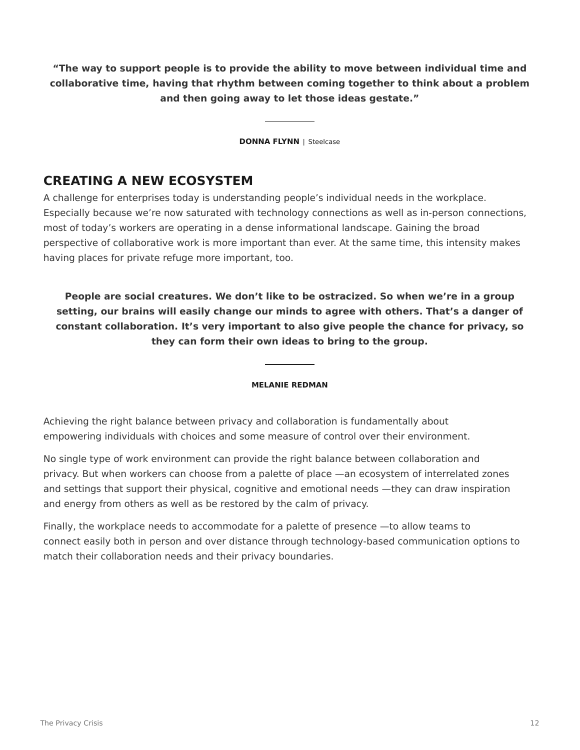**“The way to support people is to provide the ability to move between individual time and collaborative time, having that rhythm between coming together to think about a problem and then going away to let those ideas gestate.”**

---

**DONNA FLYNN** | Steelcase

## CREATING A NEW ECOSYSTEM

A challenge for enterprises today is understanding people’s individual needs in the workplace. Especially because we’re now saturated with technology connections as well as in-person connections, most of today’s workers are operating in a dense informational landscape. Gaining the broad perspective of collaborative work is more important than ever. At the same time, this intensity makes having places for private refuge more important, too.

**People are social creatures. We don’t like to be ostracized. So when we’re in a group setting, our brains will easily change our minds to agree with others. That’s a danger of constant collaboration. It’s very important to also give people the chance for privacy, so they can form their own ideas to bring to the group.**

---

**MELANIE REDMAN**

Achieving the right balance between privacy and collaboration is fundamentally about empowering individuals with choices and some measure of control over their environment.

No single type of work environment can provide the right balance between collaboration and privacy. But when workers can choose from a palette of place —an ecosystem of interrelated zones and settings that support their physical, cognitive and emotional needs —they can draw inspiration and energy from others as well as be restored by the calm of privacy.

Finally, the workplace needs to accommodate for a palette of presence —to allow teams to connect easily both in person and over distance through technology-based communication options to match their collaboration needs and their privacy boundaries.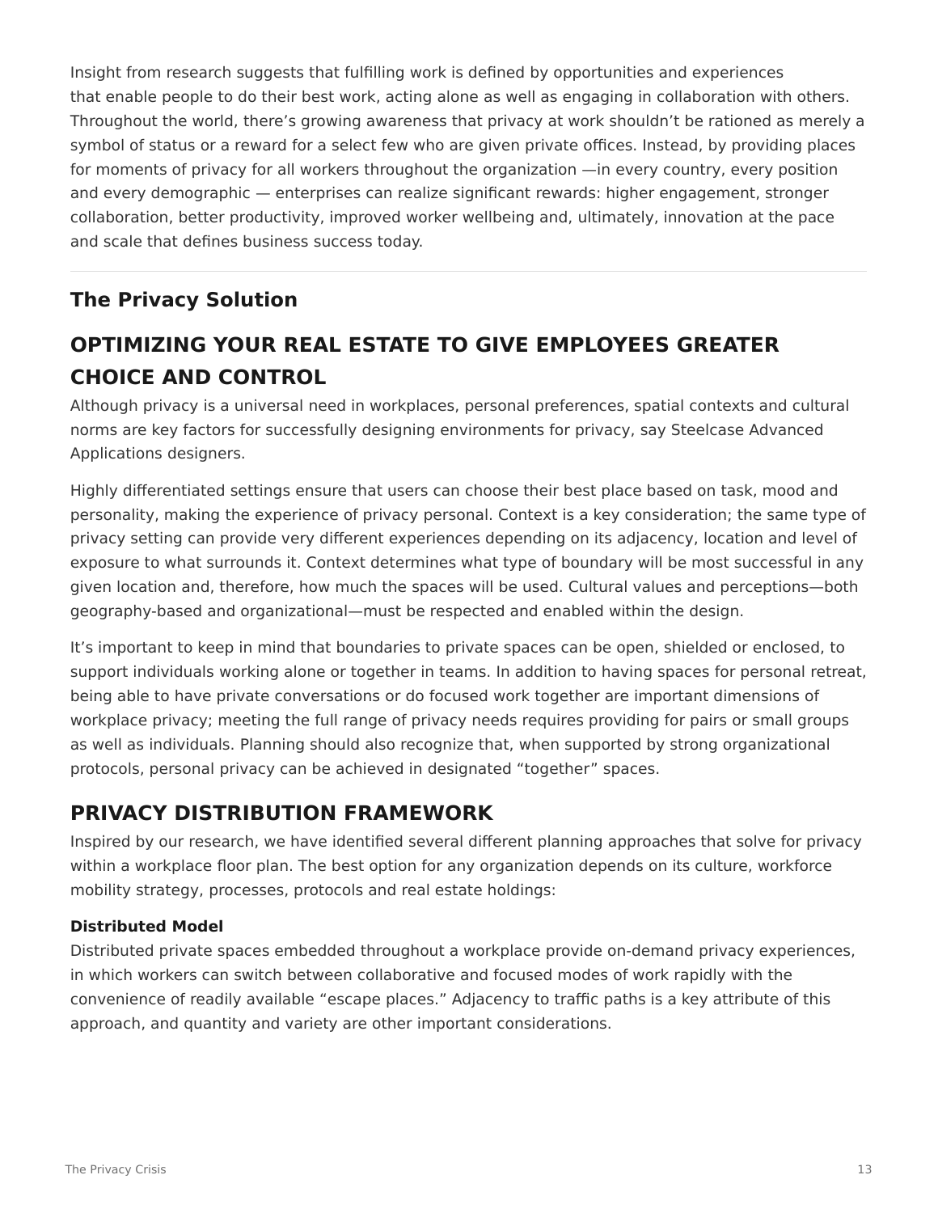Insight from research suggests that fulfilling work is defined by opportunities and experiences that enable people to do their best work, acting alone as well as engaging in collaboration with others. Throughout the world, there's growing awareness that privacy at work shouldn't be rationed as merely a symbol of status or a reward for a select few who are given private offices. Instead, by providing places for moments of privacy for all workers throughout the organization —in every country, every position and every demographic — enterprises can realize significant rewards: higher engagement, stronger collaboration, better productivity, improved worker wellbeing and, ultimately, innovation at the pace and scale that defines business success today.

---

## The Privacy Solution

## OPTIMIZING YOUR REAL ESTATE TO GIVE EMPLOYEES GREATER CHOICE AND CONTROL

Although privacy is a universal need in workplaces, personal preferences, spatial contexts and cultural norms are key factors for successfully designing environments for privacy, say Steelcase Advanced Applications designers.

Highly differentiated settings ensure that users can choose their best place based on task, mood and personality, making the experience of privacy personal. Context is a key consideration; the same type of privacy setting can provide very different experiences depending on its adjacency, location and level of exposure to what surrounds it. Context determines what type of boundary will be most successful in any given location and, therefore, how much the spaces will be used. Cultural values and perceptions—both geography-based and organizational—must be respected and enabled within the design.

It's important to keep in mind that boundaries to private spaces can be open, shielded or enclosed, to support individuals working alone or together in teams. In addition to having spaces for personal retreat, being able to have private conversations or do focused work together are important dimensions of workplace privacy; meeting the full range of privacy needs requires providing for pairs or small groups as well as individuals. Planning should also recognize that, when supported by strong organizational protocols, personal privacy can be achieved in designated "together" spaces.

## PRIVACY DISTRIBUTION FRAMEWORK

Inspired by our research, we have identified several different planning approaches that solve for privacy within a workplace floor plan. The best option for any organization depends on its culture, workforce mobility strategy, processes, protocols and real estate holdings:

**Distributed Model**
Distributed private spaces embedded throughout a workplace provide on-demand privacy experiences, in which workers can switch between collaborative and focused modes of work rapidly with the convenience of readily available "escape places." Adjacency to traffic paths is a key attribute of this approach, and quantity and variety are other important considerations.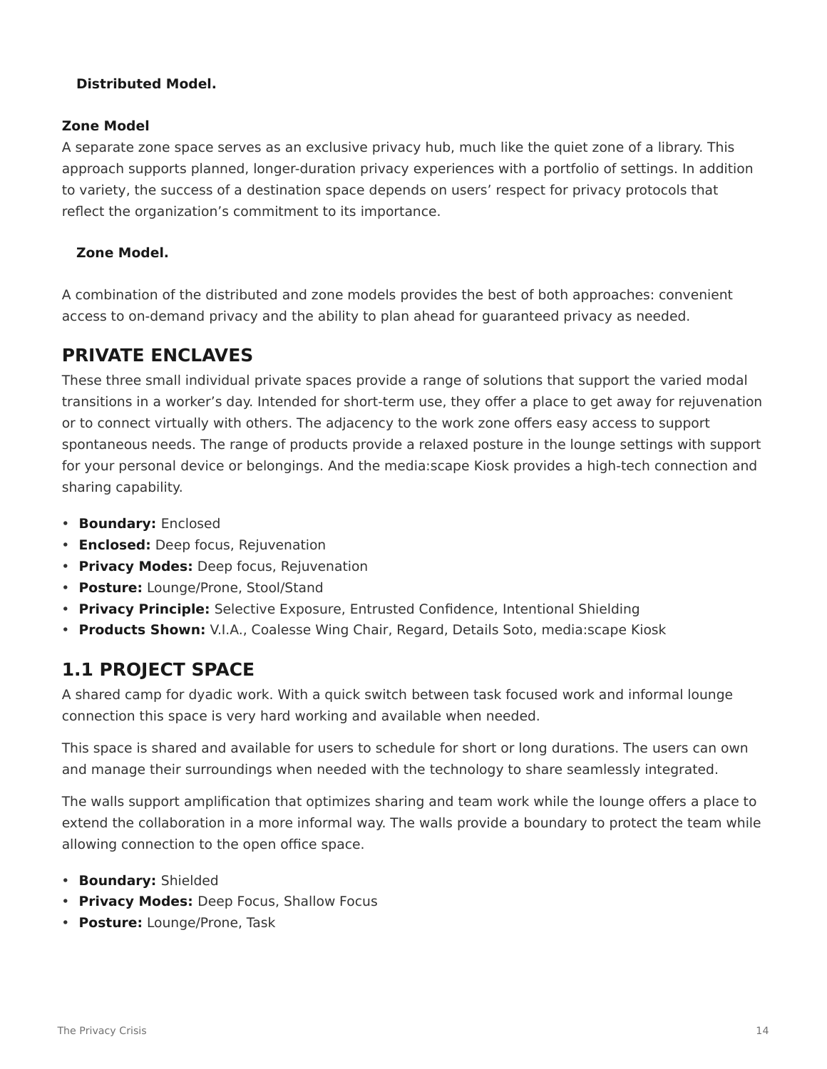**Distributed Model.**

**Zone Model**

A separate zone space serves as an exclusive privacy hub, much like the quiet zone of a library. This approach supports planned, longer-duration privacy experiences with a portfolio of settings. In addition to variety, the success of a destination space depends on users' respect for privacy protocols that reflect the organization's commitment to its importance.

**Zone Model.**

A combination of the distributed and zone models provides the best of both approaches: convenient access to on-demand privacy and the ability to plan ahead for guaranteed privacy as needed.

## PRIVATE ENCLAVES

These three small individual private spaces provide a range of solutions that support the varied modal transitions in a worker's day. Intended for short-term use, they offer a place to get away for rejuvenation or to connect virtually with others. The adjacency to the work zone offers easy access to support spontaneous needs. The range of products provide a relaxed posture in the lounge settings with support for your personal device or belongings. And the media:scape Kiosk provides a high-tech connection and sharing capability.

- **Boundary:** Enclosed
- **Enclosed:** Deep focus, Rejuvenation
- **Privacy Modes:** Deep focus, Rejuvenation
- **Posture:** Lounge/Prone, Stool/Stand
- **Privacy Principle:** Selective Exposure, Entrusted Confidence, Intentional Shielding
- **Products Shown:** V.I.A., Coalesse Wing Chair, Regard, Details Soto, media:scape Kiosk

## 1.1 PROJECT SPACE

A shared camp for dyadic work. With a quick switch between task focused work and informal lounge connection this space is very hard working and available when needed.

This space is shared and available for users to schedule for short or long durations. The users can own and manage their surroundings when needed with the technology to share seamlessly integrated.

The walls support amplification that optimizes sharing and team work while the lounge offers a place to extend the collaboration in a more informal way. The walls provide a boundary to protect the team while allowing connection to the open office space.

- **Boundary:** Shielded
- **Privacy Modes:** Deep Focus, Shallow Focus
- **Posture:** Lounge/Prone, Task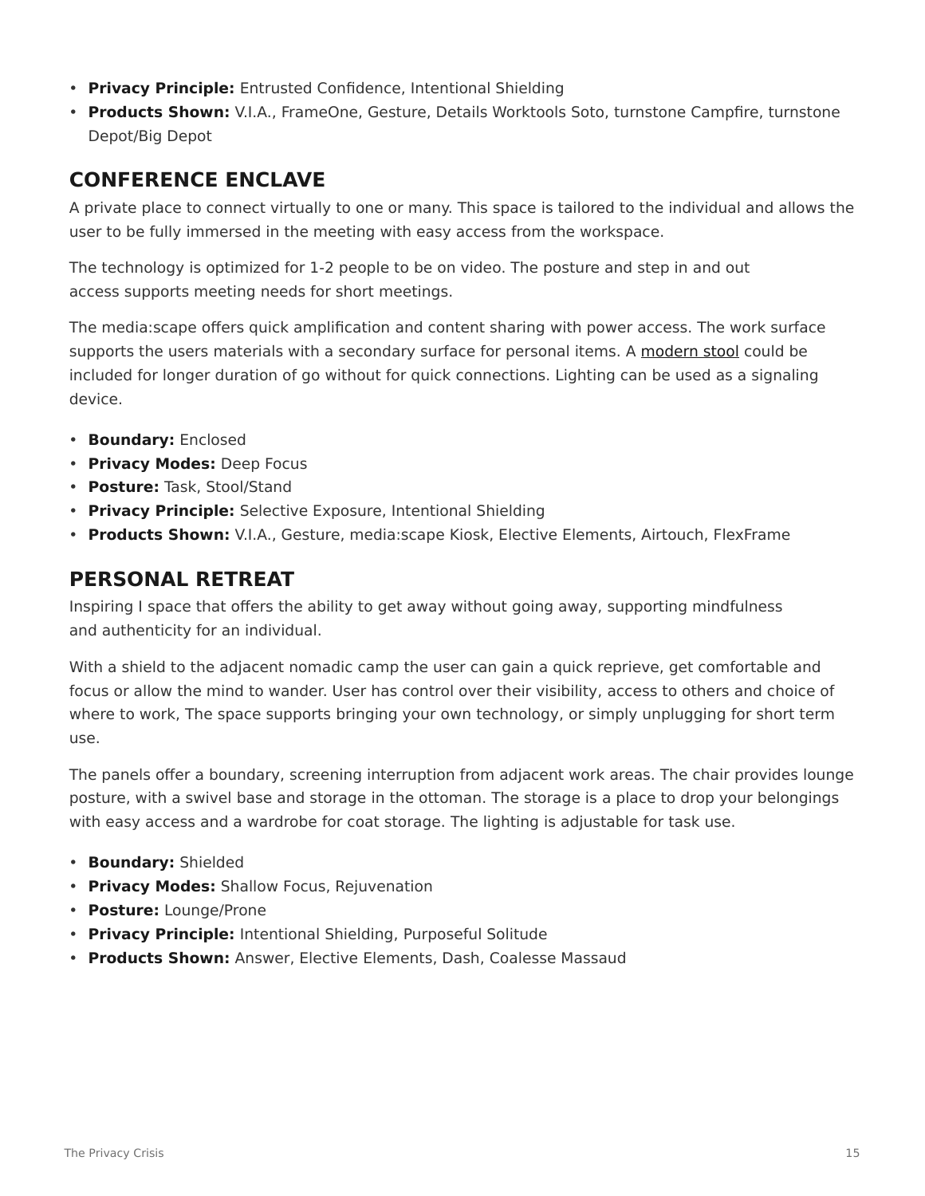- **Privacy Principle:** Entrusted Confidence, Intentional Shielding
- **Products Shown:** V.I.A., FrameOne, Gesture, Details Worktools Soto, turnstone Campfire, turnstone Depot/Big Depot

## CONFERENCE ENCLAVE

A private place to connect virtually to one or many. This space is tailored to the individual and allows the user to be fully immersed in the meeting with easy access from the workspace.

The technology is optimized for 1-2 people to be on video. The posture and step in and out access supports meeting needs for short meetings.

The media:scape offers quick amplification and content sharing with power access. The work surface supports the users materials with a secondary surface for personal items. A modern stool could be included for longer duration of go without for quick connections. Lighting can be used as a signaling device.

- **Boundary:** Enclosed
- **Privacy Modes:** Deep Focus
- **Posture:** Task, Stool/Stand
- **Privacy Principle:** Selective Exposure, Intentional Shielding
- **Products Shown:** V.I.A., Gesture, media:scape Kiosk, Elective Elements, Airtouch, FlexFrame

## PERSONAL RETREAT

Inspiring I space that offers the ability to get away without going away, supporting mindfulness and authenticity for an individual.

With a shield to the adjacent nomadic camp the user can gain a quick reprieve, get comfortable and focus or allow the mind to wander. User has control over their visibility, access to others and choice of where to work, The space supports bringing your own technology, or simply unplugging for short term use.

The panels offer a boundary, screening interruption from adjacent work areas. The chair provides lounge posture, with a swivel base and storage in the ottoman. The storage is a place to drop your belongings with easy access and a wardrobe for coat storage. The lighting is adjustable for task use.

- **Boundary:** Shielded
- **Privacy Modes:** Shallow Focus, Rejuvenation
- **Posture:** Lounge/Prone
- **Privacy Principle:** Intentional Shielding, Purposeful Solitude
- **Products Shown:** Answer, Elective Elements, Dash, Coalesse Massaud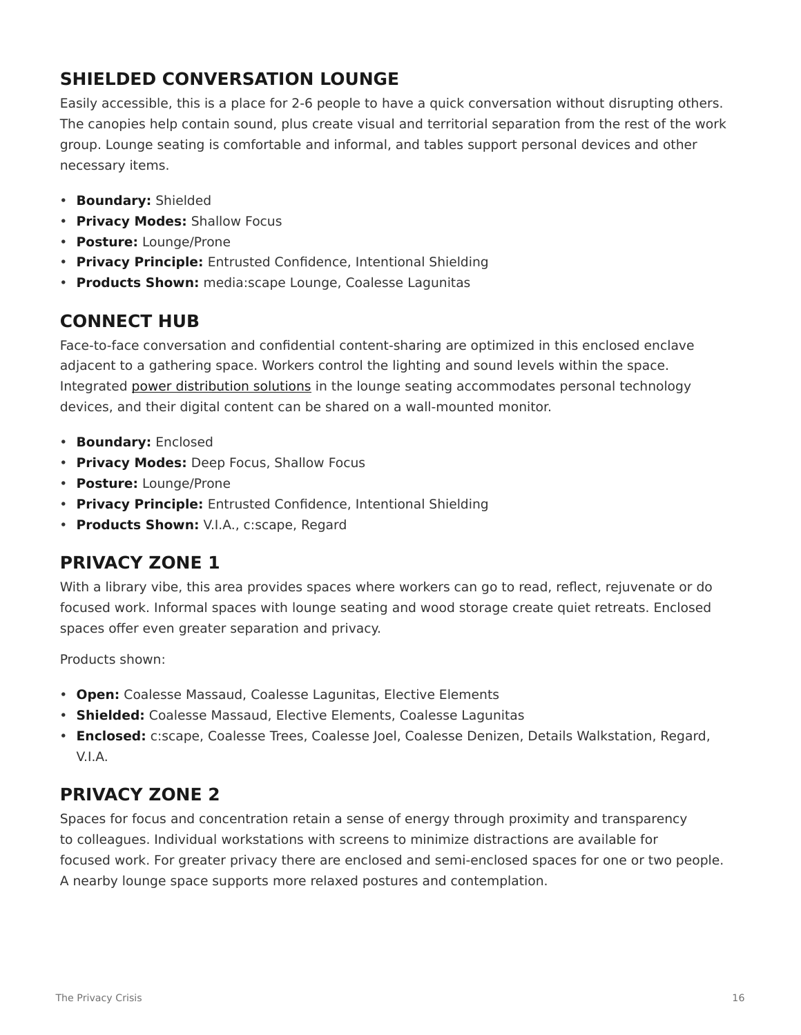## SHIELDED CONVERSATION LOUNGE

Easily accessible, this is a place for 2-6 people to have a quick conversation without disrupting others. The canopies help contain sound, plus create visual and territorial separation from the rest of the work group. Lounge seating is comfortable and informal, and tables support personal devices and other necessary items.

- **Boundary:** Shielded
- **Privacy Modes:** Shallow Focus
- **Posture:** Lounge/Prone
- **Privacy Principle:** Entrusted Confidence, Intentional Shielding
- **Products Shown:** media:scape Lounge, Coalesse Lagunitas

## CONNECT HUB

Face-to-face conversation and confidential content-sharing are optimized in this enclosed enclave adjacent to a gathering space. Workers control the lighting and sound levels within the space. Integrated power distribution solutions in the lounge seating accommodates personal technology devices, and their digital content can be shared on a wall-mounted monitor.

- **Boundary:** Enclosed
- **Privacy Modes:** Deep Focus, Shallow Focus
- **Posture:** Lounge/Prone
- **Privacy Principle:** Entrusted Confidence, Intentional Shielding
- **Products Shown:** V.I.A., c:scape, Regard

## PRIVACY ZONE 1

With a library vibe, this area provides spaces where workers can go to read, reflect, rejuvenate or do focused work. Informal spaces with lounge seating and wood storage create quiet retreats. Enclosed spaces offer even greater separation and privacy.

Products shown:

- **Open:** Coalesse Massaud, Coalesse Lagunitas, Elective Elements
- **Shielded:** Coalesse Massaud, Elective Elements, Coalesse Lagunitas
- **Enclosed:** c:scape, Coalesse Trees, Coalesse Joel, Coalesse Denizen, Details Walkstation, Regard, V.I.A.

## PRIVACY ZONE 2

Spaces for focus and concentration retain a sense of energy through proximity and transparency to colleagues. Individual workstations with screens to minimize distractions are available for focused work. For greater privacy there are enclosed and semi-enclosed spaces for one or two people. A nearby lounge space supports more relaxed postures and contemplation.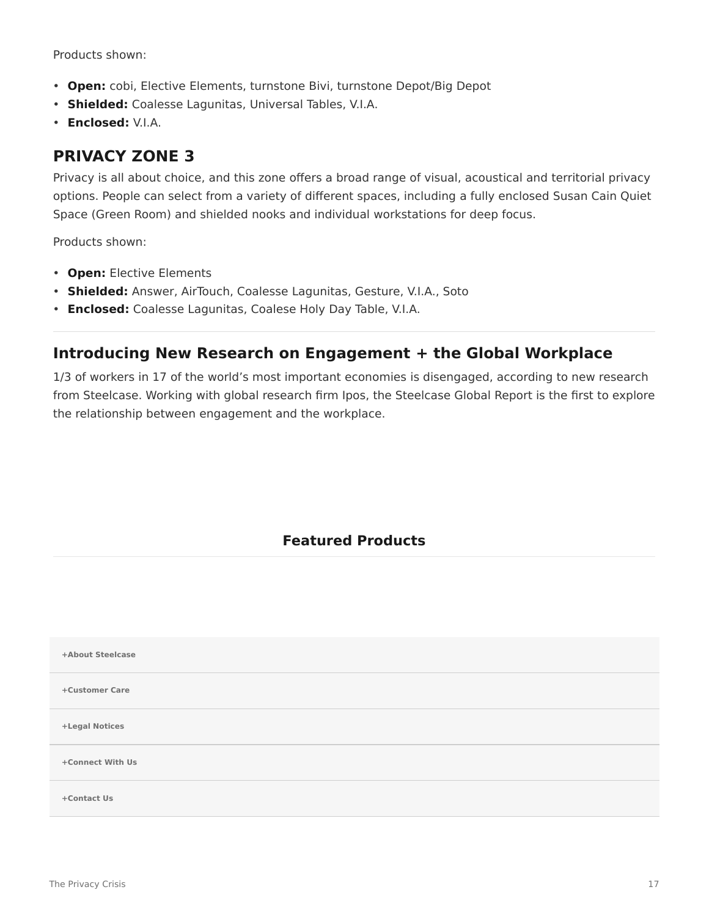Products shown:

- **Open:** cobi, Elective Elements, turnstone Bivi, turnstone Depot/Big Depot
- **Shielded:** Coalesse Lagunitas, Universal Tables, V.I.A.
- **Enclosed:** V.I.A.

## PRIVACY ZONE 3

Privacy is all about choice, and this zone offers a broad range of visual, acoustical and territorial privacy options. People can select from a variety of different spaces, including a fully enclosed Susan Cain Quiet Space (Green Room) and shielded nooks and individual workstations for deep focus.

Products shown:

- **Open:** Elective Elements
- **Shielded:** Answer, AirTouch, Coalesse Lagunitas, Gesture, V.I.A., Soto
- **Enclosed:** Coalesse Lagunitas, Coalese Holy Day Table, V.I.A.

---

## Introducing New Research on Engagement + the Global Workplace

1/3 of workers in 17 of the world's most important economies is disengaged, according to new research from Steelcase. Working with global research firm Ipos, the Steelcase Global Report is the first to explore the relationship between engagement and the workplace.

### Featured Products

+About Steelcase

+Customer Care

+Legal Notices

+Connect With Us

+Contact Us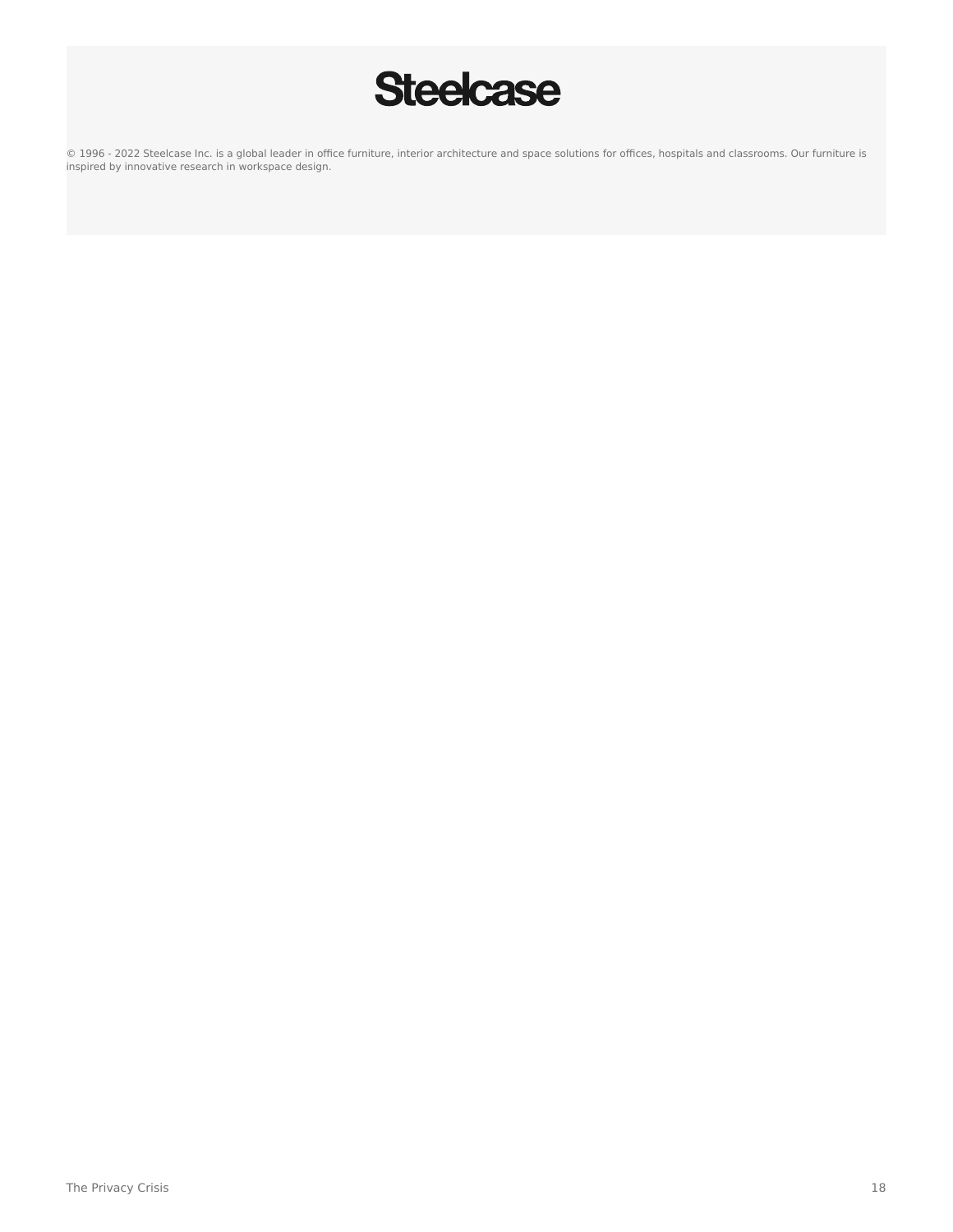Steelcase

© 1996 - 2022 Steelcase Inc. is a global leader in office furniture, interior architecture and space solutions for offices, hospitals and classrooms. Our furniture is inspired by innovative research in workspace design.